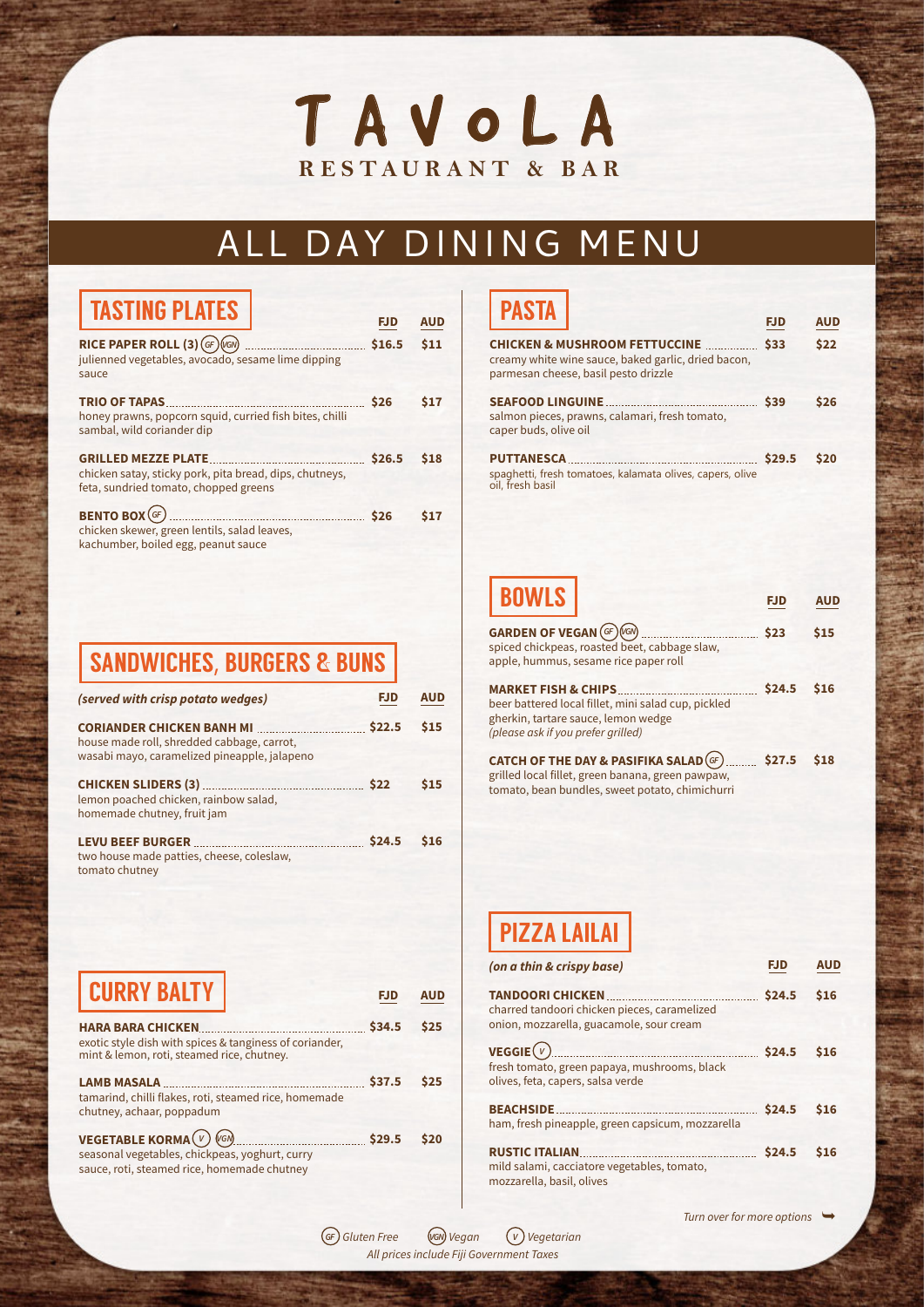# TAVOLA
## RESTAURANT & BAR

# ALL DAY DINING MENU

## TASTING PLATES

| | FJD | AUD |
|---|---|---|
| **RICE PAPER ROLL (3)** (GF) (VGN)<br>julienned vegetables, avocado, sesame lime dipping sauce | $16.5 | $11 |
| **TRIO OF TAPAS**<br>honey prawns, popcorn squid, curried fish bites, chilli sambal, wild coriander dip | $26 | $17 |
| **GRILLED MEZZE PLATE**<br>chicken satay, sticky pork, pita bread, dips, chutneys, feta, sundried tomato, chopped greens | $26.5 | $18 |
| **BENTO BOX** (GF)<br>chicken skewer, green lentils, salad leaves, kachumber, boiled egg, peanut sauce | $26 | $17 |

## SANDWICHES, BURGERS & BUNS

| *(served with crisp potato wedges)* | FJD | AUD |
|---|---|---|
| **CORIANDER CHICKEN BANH MI**<br>house made roll, shredded cabbage, carrot, wasabi mayo, caramelized pineapple, jalapeno | $22.5 | $15 |
| **CHICKEN SLIDERS (3)**<br>lemon poached chicken, rainbow salad, homemade chutney, fruit jam | $22 | $15 |
| **LEVU BEEF BURGER**<br>two house made patties, cheese, coleslaw, tomato chutney | $24.5 | $16 |

## CURRY BALTY

| | FJD | AUD |
|---|---|---|
| **HARA BARA CHICKEN**<br>exotic style dish with spices & tanginess of coriander, mint & lemon, roti, steamed rice, chutney. | $34.5 | $25 |
| **LAMB MASALA**<br>tamarind, chilli flakes, roti, steamed rice, homemade chutney, achaar, poppadum | $37.5 | $25 |
| **VEGETABLE KORMA** (V) (VGN)<br>seasonal vegetables, chickpeas, yoghurt, curry sauce, roti, steamed rice, homemade chutney | $29.5 | $20 |

## PASTA

| | FJD | AUD |
|---|---|---|
| **CHICKEN & MUSHROOM FETTUCCINE**<br>creamy white wine sauce, baked garlic, dried bacon, parmesan cheese, basil pesto drizzle | $33 | $22 |
| **SEAFOOD LINGUINE**<br>salmon pieces, prawns, calamari, fresh tomato, caper buds, olive oil | $39 | $26 |
| **PUTTANESCA**<br>spaghetti, fresh tomatoes, kalamata olives, capers, olive oil, fresh basil | $29.5 | $20 |

## BOWLS

| | FJD | AUD |
|---|---|---|
| **GARDEN OF VEGAN** (GF) (VGN)<br>spiced chickpeas, roasted beet, cabbage slaw, apple, hummus, sesame rice paper roll | $23 | $15 |
| **MARKET FISH & CHIPS**<br>beer battered local fillet, mini salad cup, pickled gherkin, tartare sauce, lemon wedge<br>*(please ask if you prefer grilled)* | $24.5 | $16 |
| **CATCH OF THE DAY & PASIFIKA SALAD** (GF)<br>grilled local fillet, green banana, green pawpaw, tomato, bean bundles, sweet potato, chimichurri | $27.5 | $18 |

## PIZZA LAILAI

| *(on a thin & crispy base)* | FJD | AUD |
|---|---|---|
| **TANDOORI CHICKEN**<br>charred tandoori chicken pieces, caramelized onion, mozzarella, guacamole, sour cream | $24.5 | $16 |
| **VEGGIE** (V)<br>fresh tomato, green papaya, mushrooms, black olives, feta, capers, salsa verde | $24.5 | $16 |
| **BEACHSIDE**<br>ham, fresh pineapple, green capsicum, mozzarella | $24.5 | $16 |
| **RUSTIC ITALIAN**<br>mild salami, cacciatore vegetables, tomato, mozzarella, basil, olives | $24.5 | $16 |

*Turn over for more options* ➥

(GF) *Gluten Free* (VGN) *Vegan* (V) *Vegetarian*

*All prices include Fiji Government Taxes*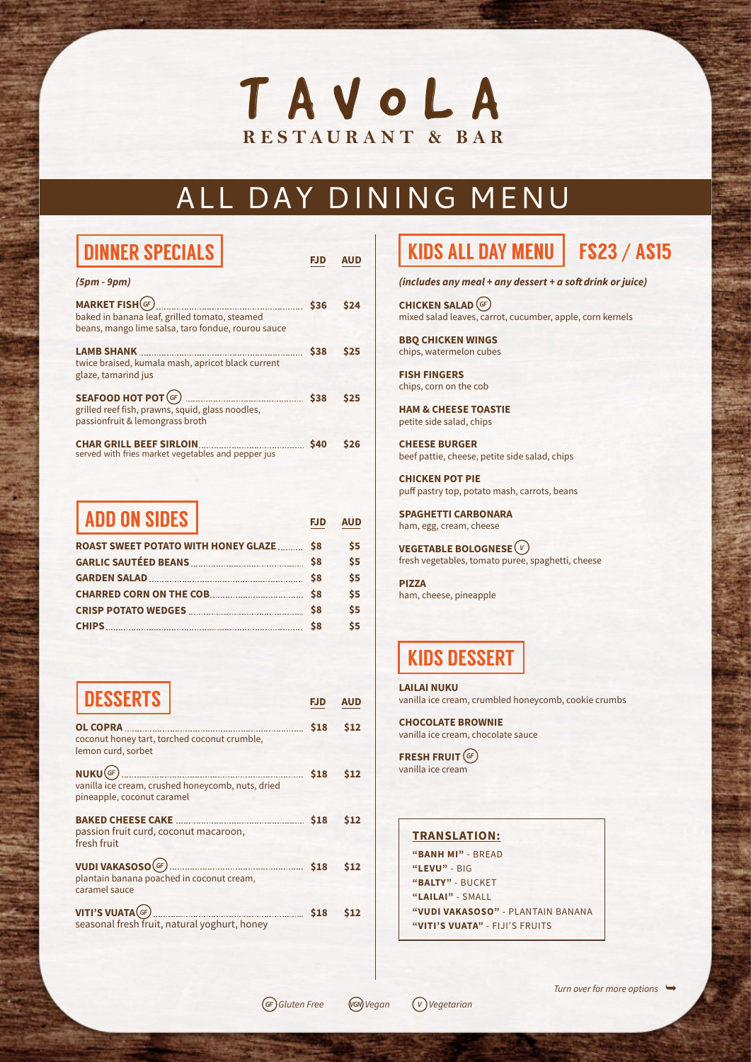# TAVOLA

**RESTAURANT & BAR**

## ALL DAY DINING MENU

### DINNER SPECIALS

*(5pm - 9pm)*

| | FJD | AUD |
|---|---|---|
| **MARKET FISH** (GF)<br>baked in banana leaf, grilled tomato, steamed beans, mango lime salsa, taro fondue, rourou sauce | $36 | $24 |
| **LAMB SHANK**<br>twice braised, kumala mash, apricot black current glaze, tamarind jus | $38 | $25 |
| **SEAFOOD HOT POT** (GF)<br>grilled reef fish, prawns, squid, glass noodles, passionfruit & lemongrass broth | $38 | $25 |
| **CHAR GRILL BEEF SIRLOIN**<br>served with fries market vegetables and pepper jus | $40 | $26 |

### ADD ON SIDES

| | FJD | AUD |
|---|---|---|
| **ROAST SWEET POTATO WITH HONEY GLAZE** | $8 | $5 |
| **GARLIC SAUTÉED BEANS** | $8 | $5 |
| **GARDEN SALAD** | $8 | $5 |
| **CHARRED CORN ON THE COB** | $8 | $5 |
| **CRISP POTATO WEDGES** | $8 | $5 |
| **CHIPS** | $8 | $5 |

### DESSERTS

| | FJD | AUD |
|---|---|---|
| **OL COPRA**<br>coconut honey tart, torched coconut crumble, lemon curd, sorbet | $18 | $12 |
| **NUKU** (GF)<br>vanilla ice cream, crushed honeycomb, nuts, dried pineapple, coconut caramel | $18 | $12 |
| **BAKED CHEESE CAKE**<br>passion fruit curd, coconut macaroon, fresh fruit | $18 | $12 |
| **VUDI VAKASOSO** (GF)<br>plantain banana poached in coconut cream, caramel sauce | $18 | $12 |
| **VITI'S VUATA** (GF)<br>seasonal fresh fruit, natural yoghurt, honey | $18 | $12 |

### KIDS ALL DAY MENU F$23 / A$15

*(includes any meal + any dessert + a soft drink or juice)*

**CHICKEN SALAD** (GF)
mixed salad leaves, carrot, cucumber, apple, corn kernels

**BBQ CHICKEN WINGS**
chips, watermelon cubes

**FISH FINGERS**
chips, corn on the cob

**HAM & CHEESE TOASTIE**
petite side salad, chips

**CHEESE BURGER**
beef pattie, cheese, petite side salad, chips

**CHICKEN POT PIE**
puff pastry top, potato mash, carrots, beans

**SPAGHETTI CARBONARA**
ham, egg, cream, cheese

**VEGETABLE BOLOGNESE** (V)
fresh vegetables, tomato puree, spaghetti, cheese

**PIZZA**
ham, cheese, pineapple

### KIDS DESSERT

**LAILAI NUKU**
vanilla ice cream, crumbled honeycomb, cookie crumbs

**CHOCOLATE BROWNIE**
vanilla ice cream, chocolate sauce

**FRESH FRUIT** (GF)
vanilla ice cream

**TRANSLATION:**

"BANH MI" - BREAD
"LEVU" - BIG
"BALTY" - BUCKET
"LAILAI" - SMALL
"VUDI VAKASOSO" - PLANTAIN BANANA
"VITI'S VUATA" - FIJI'S FRUITS

*Turn over for more options* ➥

(GF) *Gluten Free* (VGN) *Vegan* (V) *Vegetarian*